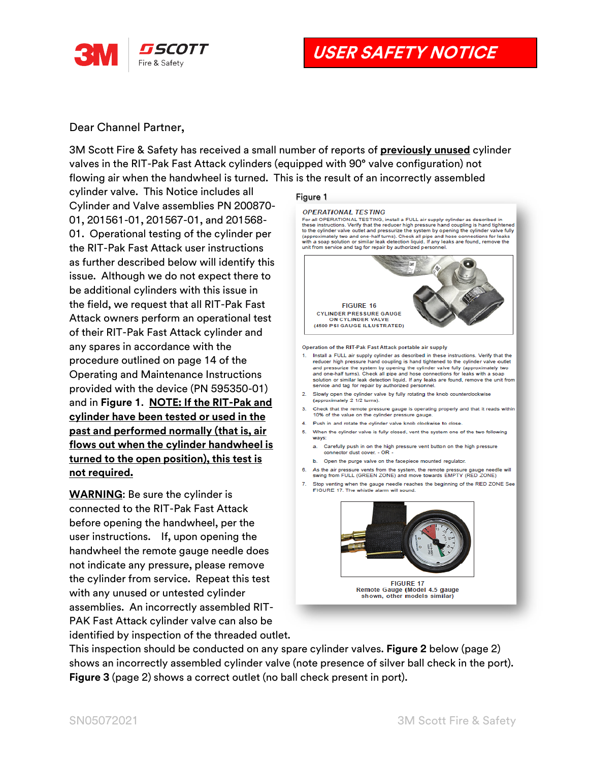# USER SAFETY NOTICE

Dear Channel Partner,

3M Scott Fire & Safety has received a small number of reports of **previously unused** cylinder valves in the RIT-Pak Fast Attack cylinders (equipped with 90° valve configuration) not flowing air when the handwheel is turned. This is the result of an incorrectly assembled cylinder valve. This Notice includes all Cylinder and Valve assemblies PN 200870-01, 201561-01, 201567-01, and 201568-01. Operational testing of the cylinder per the RIT-Pak Fast Attack user instructions as further described below will identify this issue. Although we do not expect there to be additional cylinders with this issue in the field, we request that all RIT-Pak Fast Attack owners perform an operational test of their RIT-Pak Fast Attack cylinder and any spares in accordance with the procedure outlined on page 14 of the Operating and Maintenance Instructions provided with the device (PN 595350-01) and in **Figure 1**. **NOTE: If the RIT-Pak and cylinder have been tested or used in the past and performed normally (that is, air flows out when the cylinder handwheel is turned to the open position), this test is not required.**

**WARNING**: Be sure the cylinder is connected to the RIT-Pak Fast Attack before opening the handwheel, per the user instructions. If, upon opening the handwheel the remote gauge needle does not indicate any pressure, please remove the cylinder from service. Repeat this test with any unused or untested cylinder assemblies. An incorrectly assembled RIT-PAK Fast Attack cylinder valve can also be identified by inspection of the threaded outlet. This inspection should be conducted on any spare cylinder valves. **Figure 2** below (page 2) shows an incorrectly assembled cylinder valve (note presence of silver ball check in the port). **Figure 3** (page 2) shows a correct outlet (no ball check present in port).

Figure 1

*OPERATIONAL TESTING*

For all OPERATIONAL TESTING, install a FULL air supply cylinder as described in these instructions. Verify that the reducer high pressure hand coupling is hand tightened to the cylinder valve outlet and pressurize the system by opening the cylinder valve fully (approximately two and one-half turns). Check all pipe and hose connections for leaks with a soap solution or similar leak detection liquid. If any leaks are found, remove the unit from service and tag for repair by authorized personnel.

FIGURE 16
CYLINDER PRESSURE GAUGE ON CYLINDER VALVE
(4500 PSI GAUGE ILLUSTRATED)

**Operation of the RIT-Pak Fast Attack portable air supply**

1. Install a FULL air supply cylinder as described in these instructions. Verify that the reducer high pressure hand coupling is hand tightened to the cylinder valve outlet and pressurize the system by opening the cylinder valve fully (approximately two and one-half turns). Check all pipe and hose connections for leaks with a soap solution or similar leak detection liquid. If any leaks are found, remove the unit from service and tag for repair by authorized personnel.
2. Slowly open the cylinder valve by fully rotating the knob counterclockwise (approximately 2 1/2 turns).
3. Check that the remote pressure gauge is operating properly and that it reads within 10% of the value on the cylinder pressure gauge.
4. Push in and rotate the cylinder valve knob clockwise to close.
5. When the cylinder valve is fully closed, vent the system one of the two following ways:
   a. Carefully push in on the high pressure vent button on the high pressure connector dust cover. - OR -
   b. Open the purge valve on the facepiece mounted regulator.
6. As the air pressure vents from the system, the remote pressure gauge needle will swing from FULL (GREEN ZONE) and move towards EMPTY (RED ZONE)
7. Stop venting when the gauge needle reaches the beginning of the RED ZONE See FIGURE 17. The whistle alarm will sound.

FIGURE 17
Remote Gauge (Model 4.5 gauge shown, other models similar)

SN05072021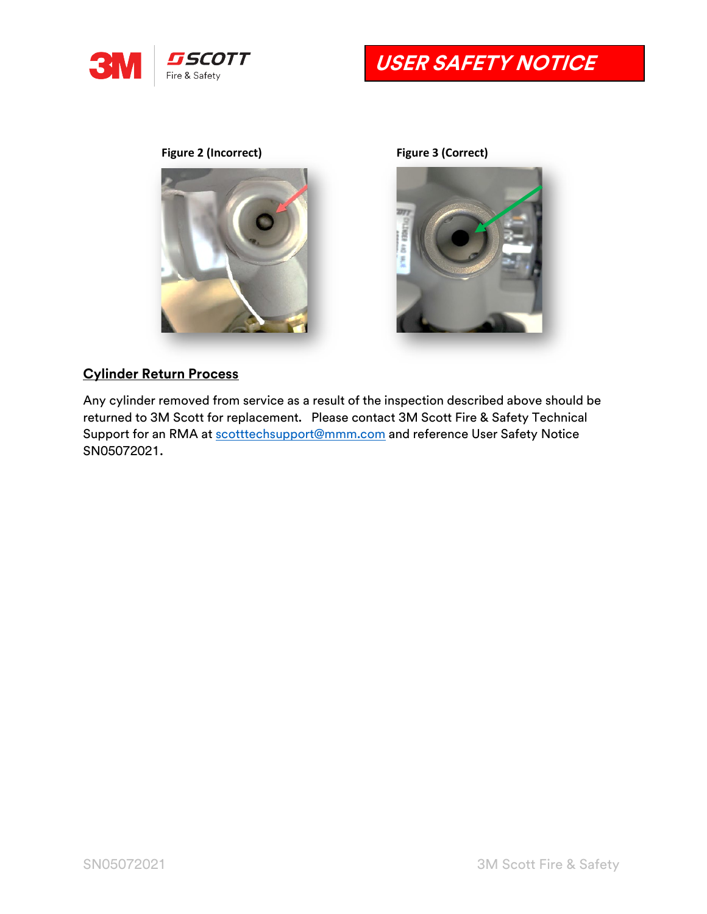**Figure 2 (Incorrect)**

**Figure 3 (Correct)**

## Cylinder Return Process

Any cylinder removed from service as a result of the inspection described above should be returned to 3M Scott for replacement. Please contact 3M Scott Fire & Safety Technical Support for an RMA at scotttechsupport@mmm.com and reference User Safety Notice SN05072021.